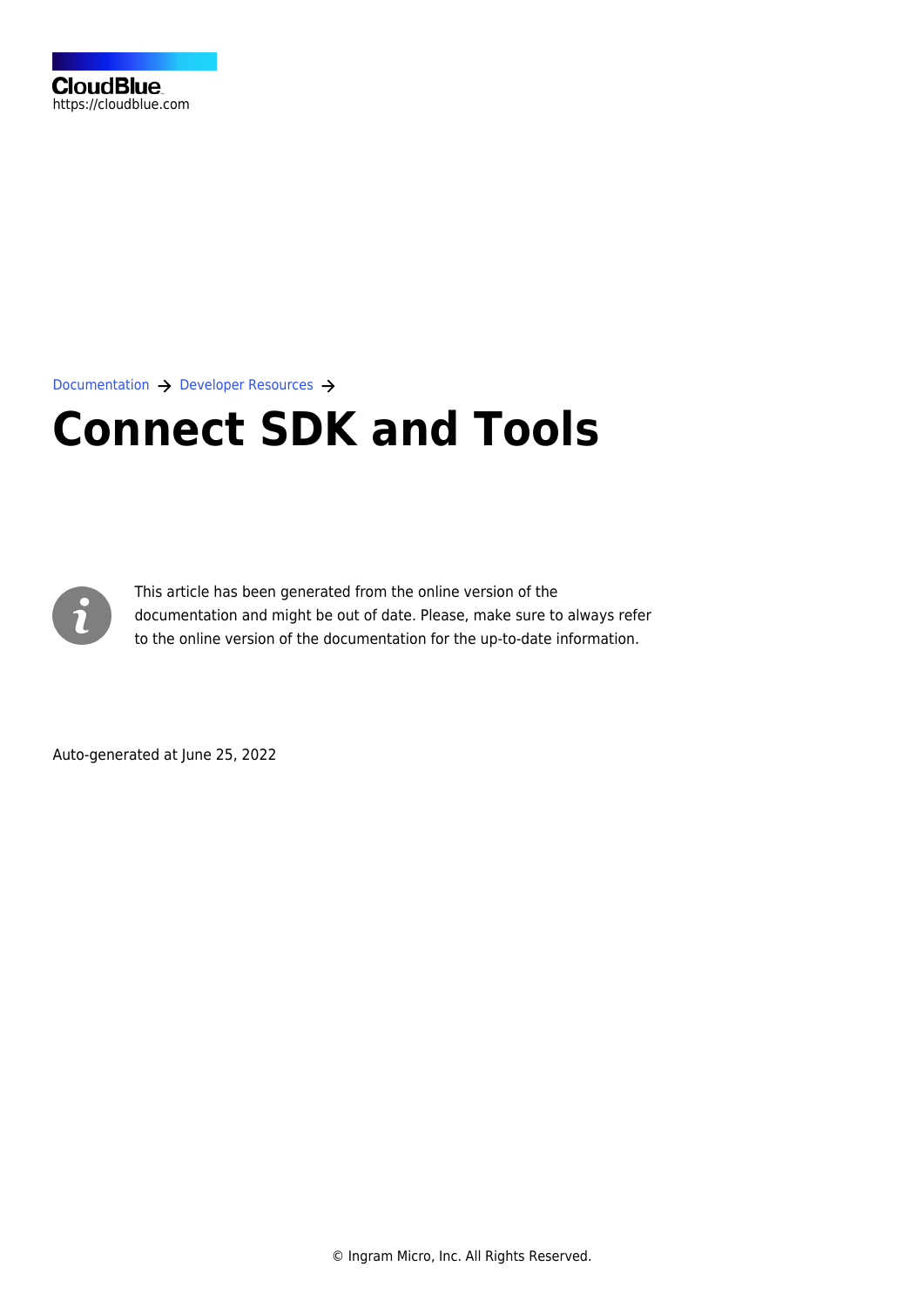CloudBlue
https://cloudblue.com

Documentation → Developer Resources →

# Connect SDK and Tools

This article has been generated from the online version of the documentation and might be out of date. Please, make sure to always refer to the online version of the documentation for the up-to-date information.

Auto-generated at June 25, 2022

© Ingram Micro, Inc. All Rights Reserved.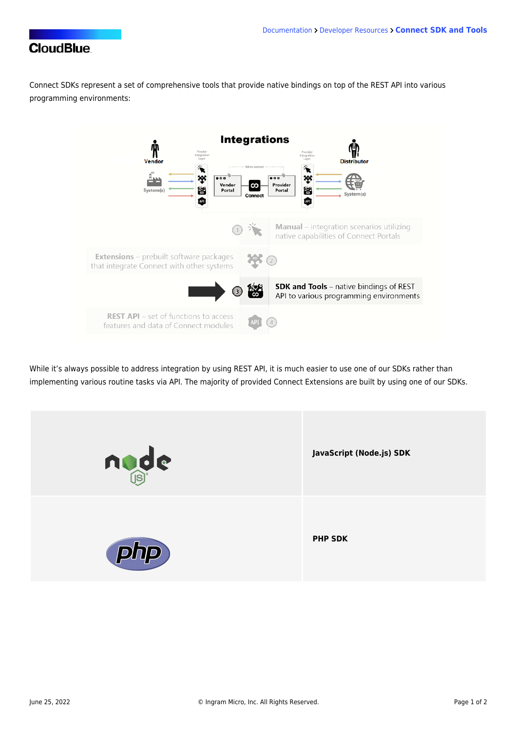Connect SDKs represent a set of comprehensive tools that provide native bindings on top of the REST API into various programming environments:

While it's always possible to address integration by using REST API, it is much easier to use one of our SDKs rather than implementing various routine tasks via API. The majority of provided Connect Extensions are built by using one of our SDKs.

| | |
|---|---|
| | **JavaScript (Node.js) SDK** |
| | **PHP SDK** |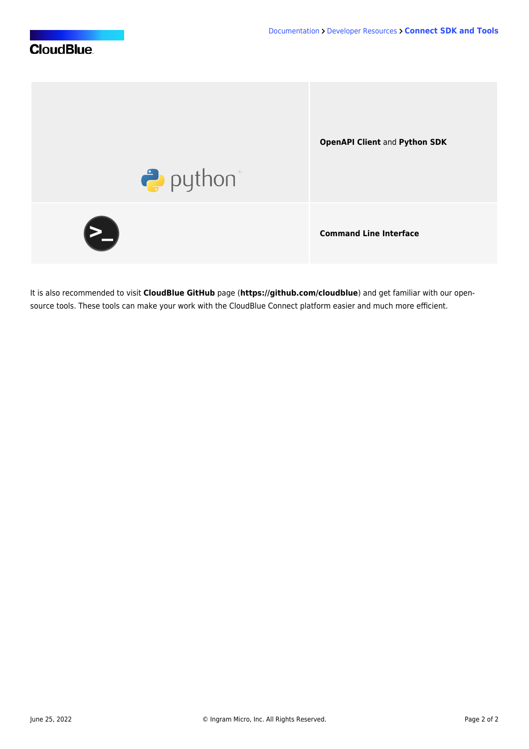| | |
|---|---|
| python | **OpenAPI Client** and **Python SDK** |
| >_ | **Command Line Interface** |

It is also recommended to visit **CloudBlue GitHub** page (**https://github.com/cloudblue**) and get familiar with our open-source tools. These tools can make your work with the CloudBlue Connect platform easier and much more efficient.